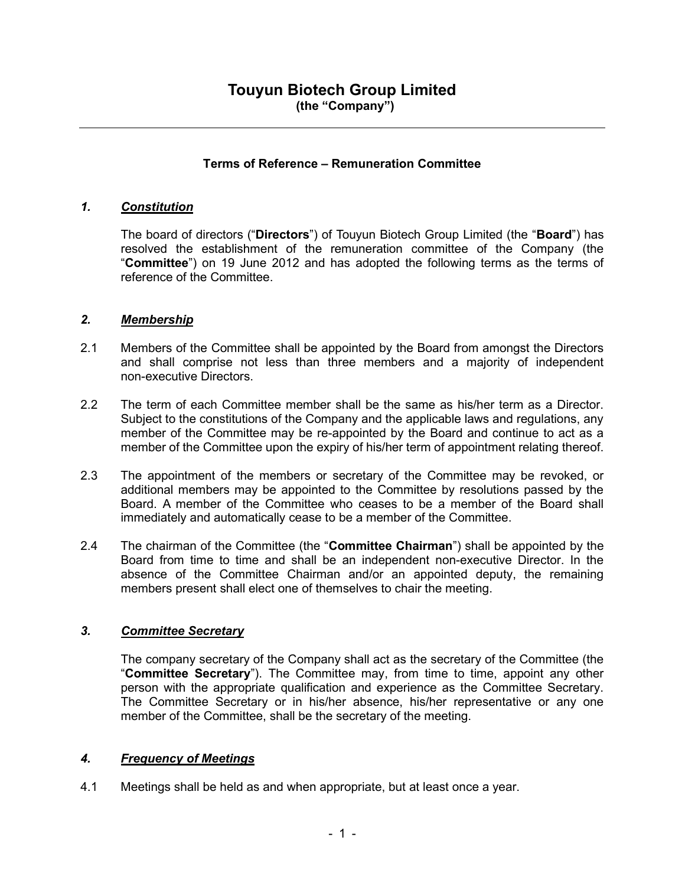# Touyun Biotech Group Limited

**(the "Company")**

---

### Terms of Reference – Remuneration Committee

## *1. Constitution*

The board of directors ("**Directors**") of Touyun Biotech Group Limited (the "**Board**") has resolved the establishment of the remuneration committee of the Company (the "**Committee**") on 19 June 2012 and has adopted the following terms as the terms of reference of the Committee.

## *2. Membership*

2.1 Members of the Committee shall be appointed by the Board from amongst the Directors and shall comprise not less than three members and a majority of independent non-executive Directors.

2.2 The term of each Committee member shall be the same as his/her term as a Director. Subject to the constitutions of the Company and the applicable laws and regulations, any member of the Committee may be re-appointed by the Board and continue to act as a member of the Committee upon the expiry of his/her term of appointment relating thereof.

2.3 The appointment of the members or secretary of the Committee may be revoked, or additional members may be appointed to the Committee by resolutions passed by the Board. A member of the Committee who ceases to be a member of the Board shall immediately and automatically cease to be a member of the Committee.

2.4 The chairman of the Committee (the "**Committee Chairman**") shall be appointed by the Board from time to time and shall be an independent non-executive Director. In the absence of the Committee Chairman and/or an appointed deputy, the remaining members present shall elect one of themselves to chair the meeting.

## *3. Committee Secretary*

The company secretary of the Company shall act as the secretary of the Committee (the "**Committee Secretary**"). The Committee may, from time to time, appoint any other person with the appropriate qualification and experience as the Committee Secretary. The Committee Secretary or in his/her absence, his/her representative or any one member of the Committee, shall be the secretary of the meeting.

## *4. Frequency of Meetings*

4.1 Meetings shall be held as and when appropriate, but at least once a year.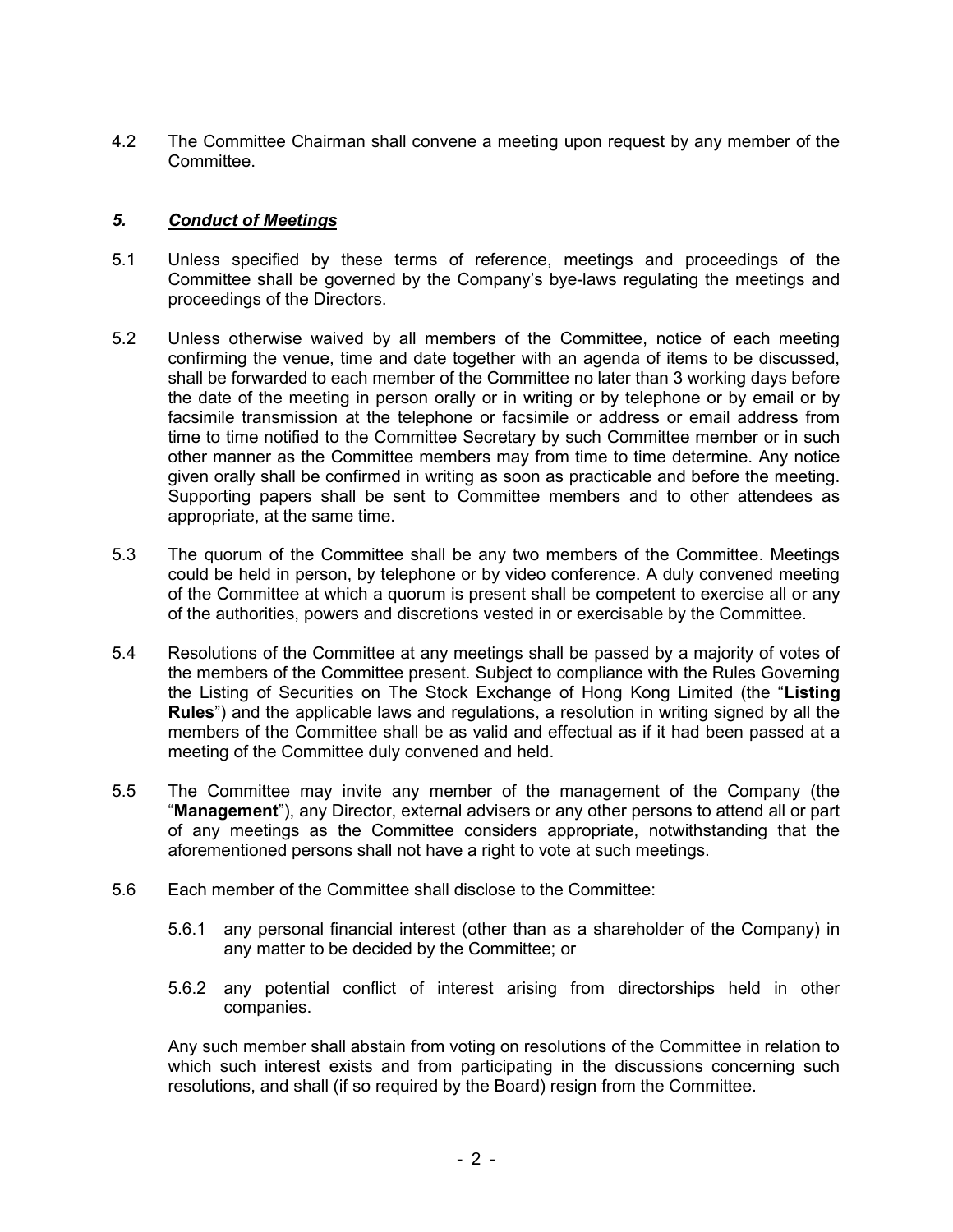4.2 The Committee Chairman shall convene a meeting upon request by any member of the Committee.

## *5. Conduct of Meetings*

5.1 Unless specified by these terms of reference, meetings and proceedings of the Committee shall be governed by the Company's bye-laws regulating the meetings and proceedings of the Directors.

5.2 Unless otherwise waived by all members of the Committee, notice of each meeting confirming the venue, time and date together with an agenda of items to be discussed, shall be forwarded to each member of the Committee no later than 3 working days before the date of the meeting in person orally or in writing or by telephone or by email or by facsimile transmission at the telephone or facsimile or address or email address from time to time notified to the Committee Secretary by such Committee member or in such other manner as the Committee members may from time to time determine. Any notice given orally shall be confirmed in writing as soon as practicable and before the meeting. Supporting papers shall be sent to Committee members and to other attendees as appropriate, at the same time.

5.3 The quorum of the Committee shall be any two members of the Committee. Meetings could be held in person, by telephone or by video conference. A duly convened meeting of the Committee at which a quorum is present shall be competent to exercise all or any of the authorities, powers and discretions vested in or exercisable by the Committee.

5.4 Resolutions of the Committee at any meetings shall be passed by a majority of votes of the members of the Committee present. Subject to compliance with the Rules Governing the Listing of Securities on The Stock Exchange of Hong Kong Limited (the "**Listing Rules**") and the applicable laws and regulations, a resolution in writing signed by all the members of the Committee shall be as valid and effectual as if it had been passed at a meeting of the Committee duly convened and held.

5.5 The Committee may invite any member of the management of the Company (the "**Management**"), any Director, external advisers or any other persons to attend all or part of any meetings as the Committee considers appropriate, notwithstanding that the aforementioned persons shall not have a right to vote at such meetings.

5.6 Each member of the Committee shall disclose to the Committee:

5.6.1 any personal financial interest (other than as a shareholder of the Company) in any matter to be decided by the Committee; or

5.6.2 any potential conflict of interest arising from directorships held in other companies.

Any such member shall abstain from voting on resolutions of the Committee in relation to which such interest exists and from participating in the discussions concerning such resolutions, and shall (if so required by the Board) resign from the Committee.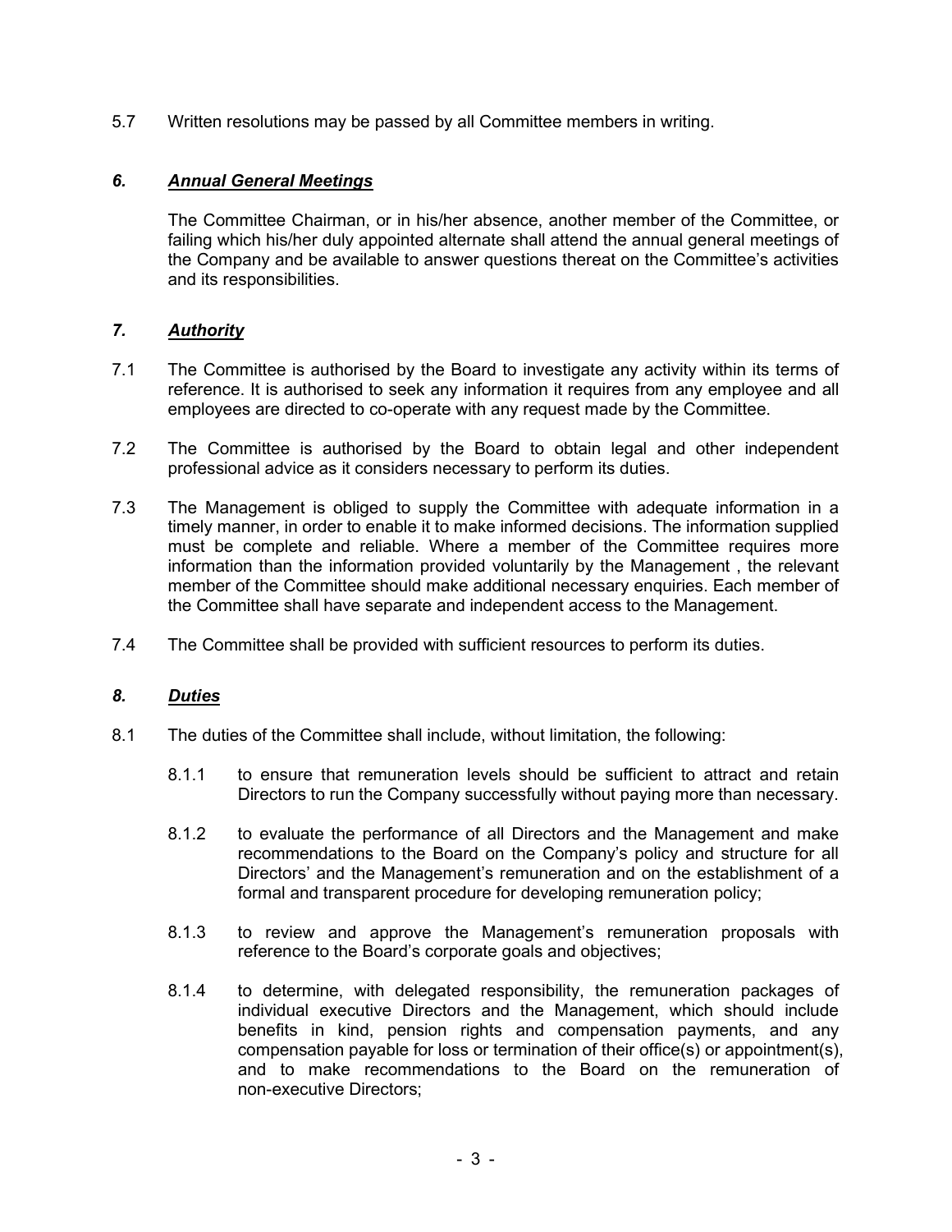5.7 Written resolutions may be passed by all Committee members in writing.

## *6. Annual General Meetings*

The Committee Chairman, or in his/her absence, another member of the Committee, or failing which his/her duly appointed alternate shall attend the annual general meetings of the Company and be available to answer questions thereat on the Committee's activities and its responsibilities.

## *7. Authority*

7.1 The Committee is authorised by the Board to investigate any activity within its terms of reference. It is authorised to seek any information it requires from any employee and all employees are directed to co-operate with any request made by the Committee.

7.2 The Committee is authorised by the Board to obtain legal and other independent professional advice as it considers necessary to perform its duties.

7.3 The Management is obliged to supply the Committee with adequate information in a timely manner, in order to enable it to make informed decisions. The information supplied must be complete and reliable. Where a member of the Committee requires more information than the information provided voluntarily by the Management , the relevant member of the Committee should make additional necessary enquiries. Each member of the Committee shall have separate and independent access to the Management.

7.4 The Committee shall be provided with sufficient resources to perform its duties.

## *8. Duties*

8.1 The duties of the Committee shall include, without limitation, the following:

8.1.1 to ensure that remuneration levels should be sufficient to attract and retain Directors to run the Company successfully without paying more than necessary.

8.1.2 to evaluate the performance of all Directors and the Management and make recommendations to the Board on the Company's policy and structure for all Directors' and the Management's remuneration and on the establishment of a formal and transparent procedure for developing remuneration policy;

8.1.3 to review and approve the Management's remuneration proposals with reference to the Board's corporate goals and objectives;

8.1.4 to determine, with delegated responsibility, the remuneration packages of individual executive Directors and the Management, which should include benefits in kind, pension rights and compensation payments, and any compensation payable for loss or termination of their office(s) or appointment(s), and to make recommendations to the Board on the remuneration of non-executive Directors;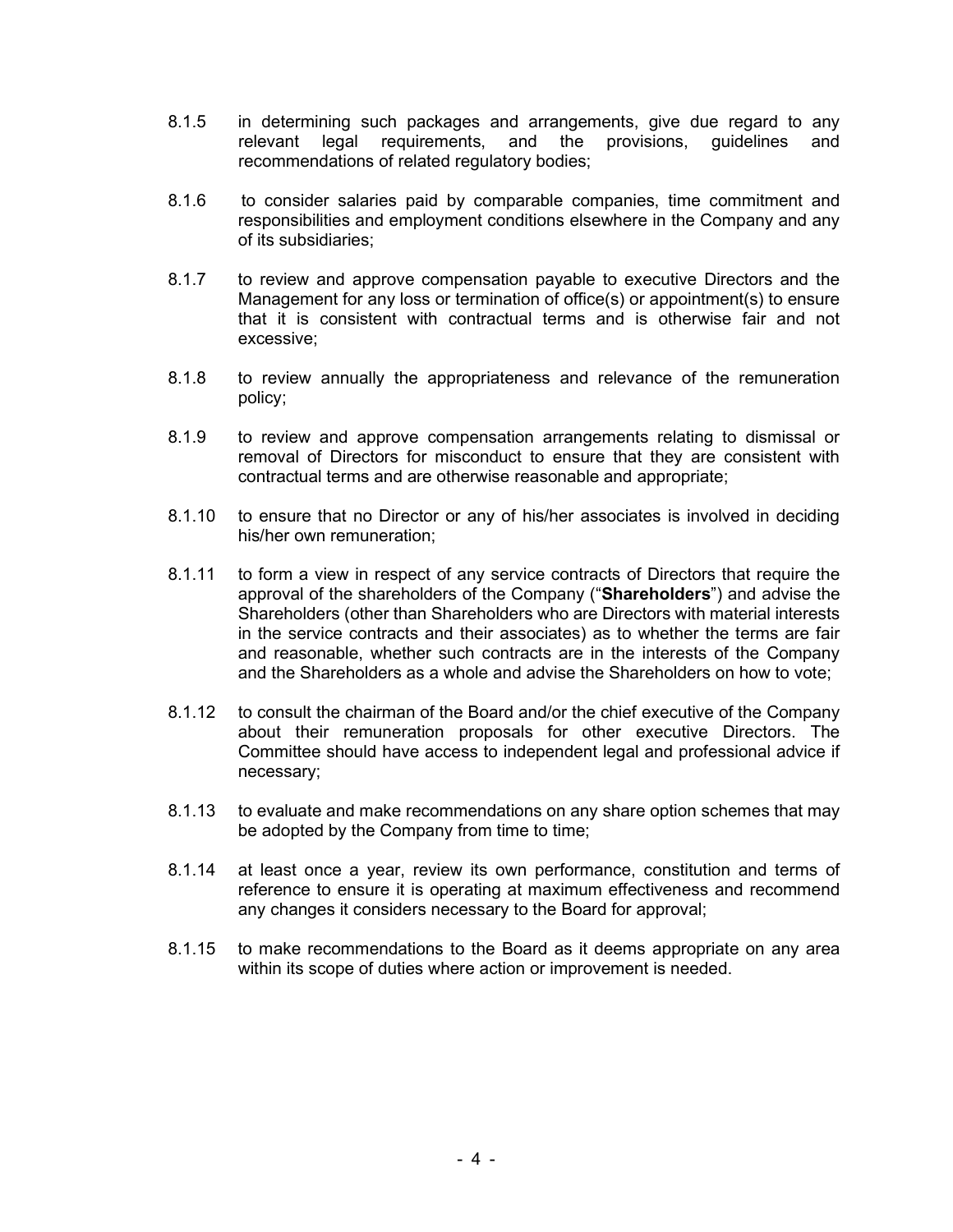8.1.5 in determining such packages and arrangements, give due regard to any relevant legal requirements, and the provisions, guidelines and recommendations of related regulatory bodies;

8.1.6 to consider salaries paid by comparable companies, time commitment and responsibilities and employment conditions elsewhere in the Company and any of its subsidiaries;

8.1.7 to review and approve compensation payable to executive Directors and the Management for any loss or termination of office(s) or appointment(s) to ensure that it is consistent with contractual terms and is otherwise fair and not excessive;

8.1.8 to review annually the appropriateness and relevance of the remuneration policy;

8.1.9 to review and approve compensation arrangements relating to dismissal or removal of Directors for misconduct to ensure that they are consistent with contractual terms and are otherwise reasonable and appropriate;

8.1.10 to ensure that no Director or any of his/her associates is involved in deciding his/her own remuneration;

8.1.11 to form a view in respect of any service contracts of Directors that require the approval of the shareholders of the Company ("**Shareholders**") and advise the Shareholders (other than Shareholders who are Directors with material interests in the service contracts and their associates) as to whether the terms are fair and reasonable, whether such contracts are in the interests of the Company and the Shareholders as a whole and advise the Shareholders on how to vote;

8.1.12 to consult the chairman of the Board and/or the chief executive of the Company about their remuneration proposals for other executive Directors. The Committee should have access to independent legal and professional advice if necessary;

8.1.13 to evaluate and make recommendations on any share option schemes that may be adopted by the Company from time to time;

8.1.14 at least once a year, review its own performance, constitution and terms of reference to ensure it is operating at maximum effectiveness and recommend any changes it considers necessary to the Board for approval;

8.1.15 to make recommendations to the Board as it deems appropriate on any area within its scope of duties where action or improvement is needed.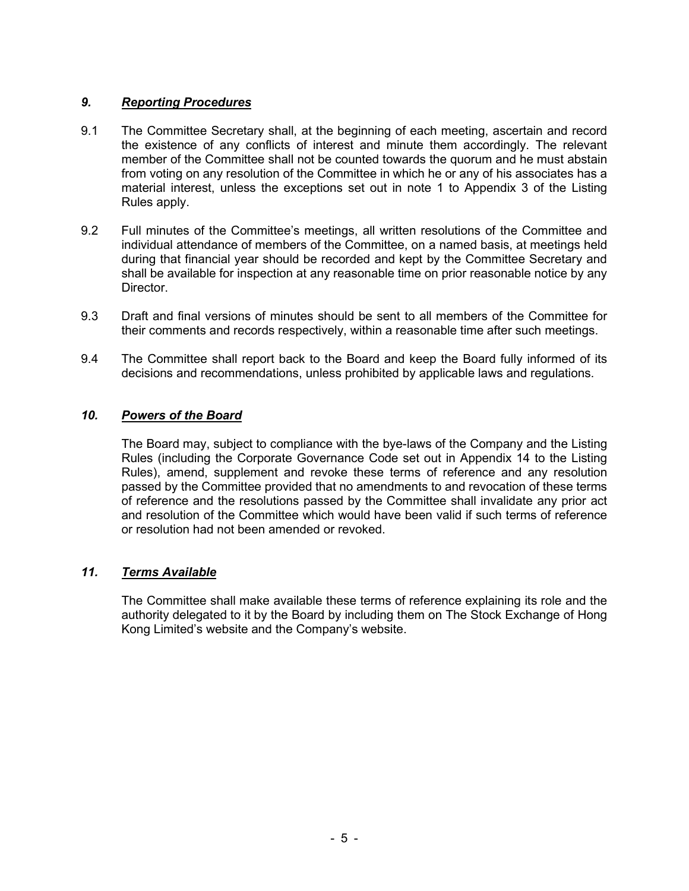## *9. Reporting Procedures*

9.1 The Committee Secretary shall, at the beginning of each meeting, ascertain and record the existence of any conflicts of interest and minute them accordingly. The relevant member of the Committee shall not be counted towards the quorum and he must abstain from voting on any resolution of the Committee in which he or any of his associates has a material interest, unless the exceptions set out in note 1 to Appendix 3 of the Listing Rules apply.

9.2 Full minutes of the Committee's meetings, all written resolutions of the Committee and individual attendance of members of the Committee, on a named basis, at meetings held during that financial year should be recorded and kept by the Committee Secretary and shall be available for inspection at any reasonable time on prior reasonable notice by any Director.

9.3 Draft and final versions of minutes should be sent to all members of the Committee for their comments and records respectively, within a reasonable time after such meetings.

9.4 The Committee shall report back to the Board and keep the Board fully informed of its decisions and recommendations, unless prohibited by applicable laws and regulations.

## *10. Powers of the Board*

The Board may, subject to compliance with the bye-laws of the Company and the Listing Rules (including the Corporate Governance Code set out in Appendix 14 to the Listing Rules), amend, supplement and revoke these terms of reference and any resolution passed by the Committee provided that no amendments to and revocation of these terms of reference and the resolutions passed by the Committee shall invalidate any prior act and resolution of the Committee which would have been valid if such terms of reference or resolution had not been amended or revoked.

## *11. Terms Available*

The Committee shall make available these terms of reference explaining its role and the authority delegated to it by the Board by including them on The Stock Exchange of Hong Kong Limited's website and the Company's website.